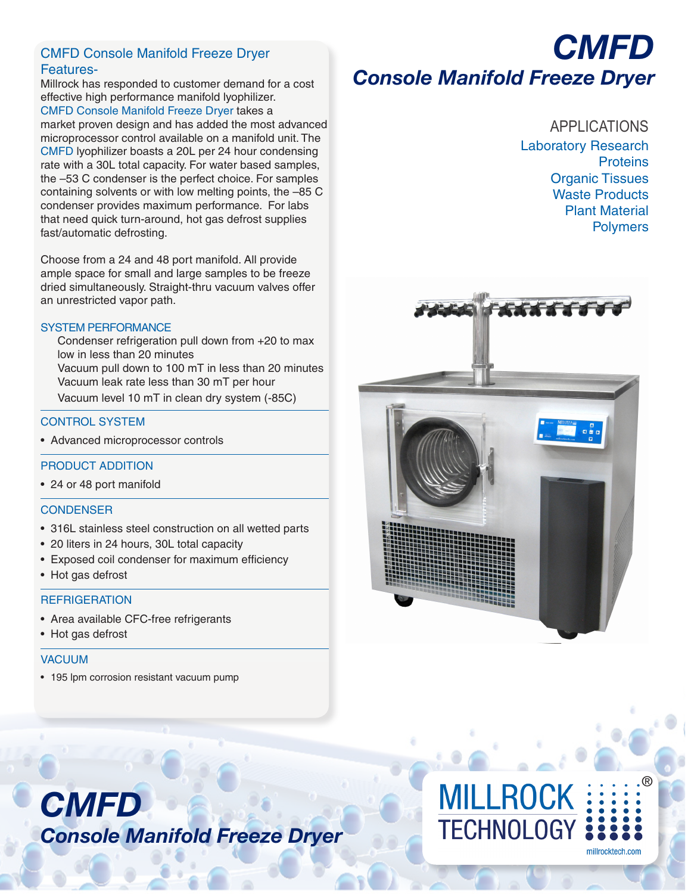# CMFD

## *Console Manifold Freeze Dryer*

### APPLICATIONS

Laboratory Research
Proteins
Organic Tissues
Waste Products
Plant Material
Polymers

### CMFD Console Manifold Freeze Dryer Features-

Millrock has responded to customer demand for a cost effective high performance manifold lyophilizer. CMFD Console Manifold Freeze Dryer takes a market proven design and has added the most advanced microprocessor control available on a manifold unit. The CMFD lyophilizer boasts a 20L per 24 hour condensing rate with a 30L total capacity. For water based samples, the –53 C condenser is the perfect choice. For samples containing solvents or with low melting points, the –85 C condenser provides maximum performance. For labs that need quick turn-around, hot gas defrost supplies fast/automatic defrosting.

Choose from a 24 and 48 port manifold. All provide ample space for small and large samples to be freeze dried simultaneously. Straight-thru vacuum valves offer an unrestricted vapor path.

### SYSTEM PERFORMANCE

Condenser refrigeration pull down from +20 to max low in less than 20 minutes
Vacuum pull down to 100 mT in less than 20 minutes
Vacuum leak rate less than 30 mT per hour
Vacuum level 10 mT in clean dry system (-85C)

### CONTROL SYSTEM

- Advanced microprocessor controls

### PRODUCT ADDITION

- 24 or 48 port manifold

### CONDENSER

- 316L stainless steel construction on all wetted parts
- 20 liters in 24 hours, 30L total capacity
- Exposed coil condenser for maximum efficiency
- Hot gas defrost

### REFRIGERATION

- Area available CFC-free refrigerants
- Hot gas defrost

### VACUUM

- 195 lpm corrosion resistant vacuum pump

# CMFD

## *Console Manifold Freeze Dryer*

MILLROCK TECHNOLOGY®
millrocktech.com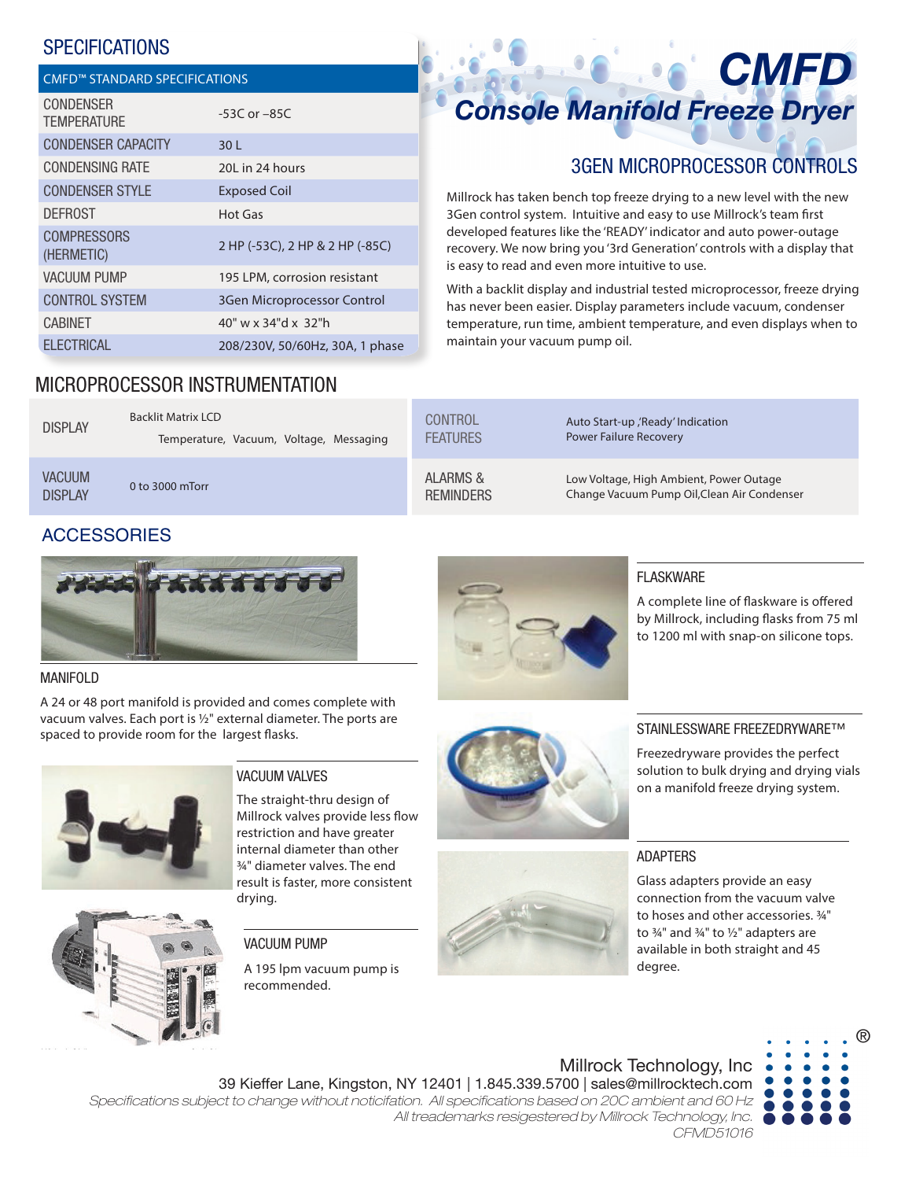## SPECIFICATIONS

| CMFD™ STANDARD SPECIFICATIONS | |
|---|---|
| CONDENSER TEMPERATURE | -53C or –85C |
| CONDENSER CAPACITY | 30 L |
| CONDENSING RATE | 20L in 24 hours |
| CONDENSER STYLE | Exposed Coil |
| DEFROST | Hot Gas |
| COMPRESSORS (HERMETIC) | 2 HP (-53C), 2 HP & 2 HP (-85C) |
| VACUUM PUMP | 195 LPM, corrosion resistant |
| CONTROL SYSTEM | 3Gen Microprocessor Control |
| CABINET | 40" w x 34"d x 32"h |
| ELECTRICAL | 208/230V, 50/60Hz, 30A, 1 phase |

# *CMFD*
# *Console Manifold Freeze Dryer*

## 3GEN MICROPROCESSOR CONTROLS

Millrock has taken bench top freeze drying to a new level with the new 3Gen control system. Intuitive and easy to use Millrock's team first developed features like the 'READY' indicator and auto power-outage recovery. We now bring you '3rd Generation' controls with a display that is easy to read and even more intuitive to use.

With a backlit display and industrial tested microprocessor, freeze drying has never been easier. Display parameters include vacuum, condenser temperature, run time, ambient temperature, and even displays when to maintain your vacuum pump oil.

## MICROPROCESSOR INSTRUMENTATION

| | | | |
|---|---|---|---|
| DISPLAY | Backlit Matrix LCD<br>Temperature, Vacuum, Voltage, Messaging | CONTROL FEATURES | Auto Start-up ,'Ready' Indication<br>Power Failure Recovery |
| VACUUM DISPLAY | 0 to 3000 mTorr | ALARMS & REMINDERS | Low Voltage, High Ambient, Power Outage<br>Change Vacuum Pump Oil,Clean Air Condenser |

## ACCESSORIES

### MANIFOLD

A 24 or 48 port manifold is provided and comes complete with vacuum valves. Each port is ½" external diameter. The ports are spaced to provide room for the largest flasks.

### VACUUM VALVES

The straight-thru design of Millrock valves provide less flow restriction and have greater internal diameter than other ¾" diameter valves. The end result is faster, more consistent drying.

### VACUUM PUMP

A 195 lpm vacuum pump is recommended.

### FLASKWARE

A complete line of flaskware is offered by Millrock, including flasks from 75 ml to 1200 ml with snap-on silicone tops.

### STAINLESSWARE FREEZEDRYWARE™

Freezedryware provides the perfect solution to bulk drying and drying vials on a manifold freeze drying system.

### ADAPTERS

Glass adapters provide an easy connection from the vacuum valve to hoses and other accessories. ¾" to ¾" and ¾" to ½" adapters are available in both straight and 45 degree.

Millrock Technology, Inc
39 Kieffer Lane, Kingston, NY 12401 | 1.845.339.5700 | sales@millrocktech.com

*Specifications subject to change without notification. All specifications based on 20C ambient and 60 Hz*
*All treademarks resigestered by Millrock Technology, Inc.*
*CFMD51016*